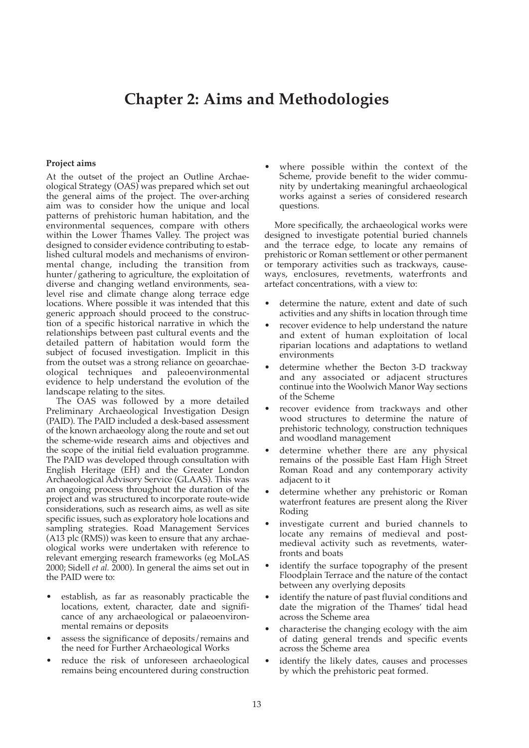# Chapter 2: Aims and Methodologies

### Project aims

At the outset of the project an Outline Archaeological Strategy (OAS) was prepared which set out the general aims of the project. The over-arching aim was to consider how the unique and local patterns of prehistoric human habitation, and the environmental sequences, compare with others within the Lower Thames Valley. The project was designed to consider evidence contributing to established cultural models and mechanisms of environmental change, including the transition from hunter/gathering to agriculture, the exploitation of diverse and changing wetland environments, sea-level rise and climate change along terrace edge locations. Where possible it was intended that this generic approach should proceed to the construction of a specific historical narrative in which the relationships between past cultural events and the detailed pattern of habitation would form the subject of focused investigation. Implicit in this from the outset was a strong reliance on geoarchaeological techniques and paleoenvironmental evidence to help understand the evolution of the landscape relating to the sites.

The OAS was followed by a more detailed Preliminary Archaeological Investigation Design (PAID). The PAID included a desk-based assessment of the known archaeology along the route and set out the scheme-wide research aims and objectives and the scope of the initial field evaluation programme. The PAID was developed through consultation with English Heritage (EH) and the Greater London Archaeological Advisory Service (GLAAS). This was an ongoing process throughout the duration of the project and was structured to incorporate route-wide considerations, such as research aims, as well as site specific issues, such as exploratory hole locations and sampling strategies. Road Management Services (A13 plc (RMS)) was keen to ensure that any archaeological works were undertaken with reference to relevant emerging research frameworks (eg MoLAS 2000; Sidell *et al.* 2000). In general the aims set out in the PAID were to:

- establish, as far as reasonably practicable the locations, extent, character, date and significance of any archaeological or palaeoenvironmental remains or deposits
- assess the significance of deposits/remains and the need for Further Archaeological Works
- reduce the risk of unforeseen archaeological remains being encountered during construction
- where possible within the context of the Scheme, provide benefit to the wider community by undertaking meaningful archaeological works against a series of considered research questions.

More specifically, the archaeological works were designed to investigate potential buried channels and the terrace edge, to locate any remains of prehistoric or Roman settlement or other permanent or temporary activities such as trackways, causeways, enclosures, revetments, waterfronts and artefact concentrations, with a view to:

- determine the nature, extent and date of such activities and any shifts in location through time
- recover evidence to help understand the nature and extent of human exploitation of local riparian locations and adaptations to wetland environments
- determine whether the Becton 3-D trackway and any associated or adjacent structures continue into the Woolwich Manor Way sections of the Scheme
- recover evidence from trackways and other wood structures to determine the nature of prehistoric technology, construction techniques and woodland management
- determine whether there are any physical remains of the possible East Ham High Street Roman Road and any contemporary activity adjacent to it
- determine whether any prehistoric or Roman waterfront features are present along the River Roding
- investigate current and buried channels to locate any remains of medieval and post-medieval activity such as revetments, waterfronts and boats
- identify the surface topography of the present Floodplain Terrace and the nature of the contact between any overlying deposits
- identify the nature of past fluvial conditions and date the migration of the Thames' tidal head across the Scheme area
- characterise the changing ecology with the aim of dating general trends and specific events across the Scheme area
- identify the likely dates, causes and processes by which the prehistoric peat formed.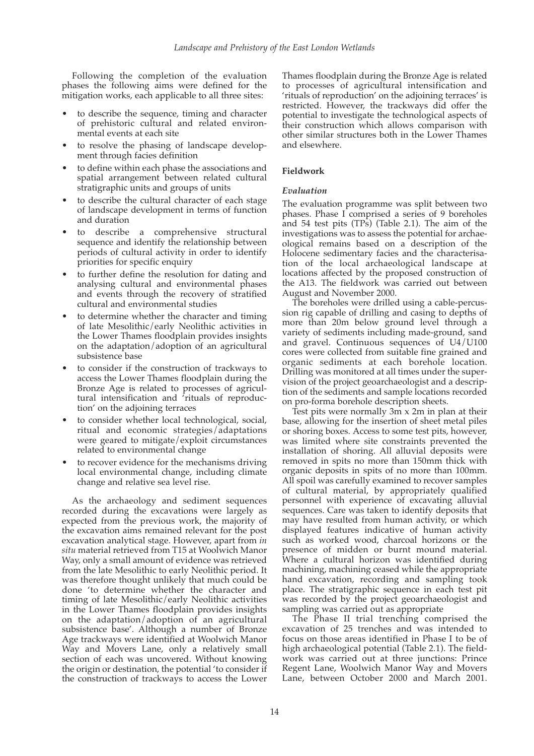Following the completion of the evaluation phases the following aims were defined for the mitigation works, each applicable to all three sites:

- to describe the sequence, timing and character of prehistoric cultural and related environmental events at each site
- to resolve the phasing of landscape development through facies definition
- to define within each phase the associations and spatial arrangement between related cultural stratigraphic units and groups of units
- to describe the cultural character of each stage of landscape development in terms of function and duration
- to describe a comprehensive structural sequence and identify the relationship between periods of cultural activity in order to identify priorities for specific enquiry
- to further define the resolution for dating and analysing cultural and environmental phases and events through the recovery of stratified cultural and environmental studies
- to determine whether the character and timing of late Mesolithic/early Neolithic activities in the Lower Thames floodplain provides insights on the adaptation/adoption of an agricultural subsistence base
- to consider if the construction of trackways to access the Lower Thames floodplain during the Bronze Age is related to processes of agricultural intensification and 'rituals of reproduction' on the adjoining terraces
- to consider whether local technological, social, ritual and economic strategies/adaptations were geared to mitigate/exploit circumstances related to environmental change
- to recover evidence for the mechanisms driving local environmental change, including climate change and relative sea level rise.

As the archaeology and sediment sequences recorded during the excavations were largely as expected from the previous work, the majority of the excavation aims remained relevant for the post excavation analytical stage. However, apart from *in situ* material retrieved from T15 at Woolwich Manor Way, only a small amount of evidence was retrieved from the late Mesolithic to early Neolithic period. It was therefore thought unlikely that much could be done 'to determine whether the character and timing of late Mesolithic/early Neolithic activities in the Lower Thames floodplain provides insights on the adaptation/adoption of an agricultural subsistence base'. Although a number of Bronze Age trackways were identified at Woolwich Manor Way and Movers Lane, only a relatively small section of each was uncovered. Without knowing the origin or destination, the potential 'to consider if the construction of trackways to access the Lower Thames floodplain during the Bronze Age is related to processes of agricultural intensification and 'rituals of reproduction' on the adjoining terraces' is restricted. However, the trackways did offer the potential to investigate the technological aspects of their construction which allows comparison with other similar structures both in the Lower Thames and elsewhere.

## Fieldwork

### *Evaluation*

The evaluation programme was split between two phases. Phase I comprised a series of 9 boreholes and 54 test pits (TPs) (Table 2.1). The aim of the investigations was to assess the potential for archaeological remains based on a description of the Holocene sedimentary facies and the characterisation of the local archaeological landscape at locations affected by the proposed construction of the A13. The fieldwork was carried out between August and November 2000.

The boreholes were drilled using a cable-percussion rig capable of drilling and casing to depths of more than 20m below ground level through a variety of sediments including made-ground, sand and gravel. Continuous sequences of U4/U100 cores were collected from suitable fine grained and organic sediments at each borehole location. Drilling was monitored at all times under the supervision of the project geoarchaeologist and a description of the sediments and sample locations recorded on pro-forma borehole description sheets.

Test pits were normally 3m x 2m in plan at their base, allowing for the insertion of sheet metal piles or shoring boxes. Access to some test pits, however, was limited where site constraints prevented the installation of shoring. All alluvial deposits were removed in spits no more than 150mm thick with organic deposits in spits of no more than 100mm. All spoil was carefully examined to recover samples of cultural material, by appropriately qualified personnel with experience of excavating alluvial sequences. Care was taken to identify deposits that may have resulted from human activity, or which displayed features indicative of human activity such as worked wood, charcoal horizons or the presence of midden or burnt mound material. Where a cultural horizon was identified during machining, machining ceased while the appropriate hand excavation, recording and sampling took place. The stratigraphic sequence in each test pit was recorded by the project geoarchaeologist and sampling was carried out as appropriate

The Phase II trial trenching comprised the excavation of 25 trenches and was intended to focus on those areas identified in Phase I to be of high archaeological potential (Table 2.1). The fieldwork was carried out at three junctions: Prince Regent Lane, Woolwich Manor Way and Movers Lane, between October 2000 and March 2001.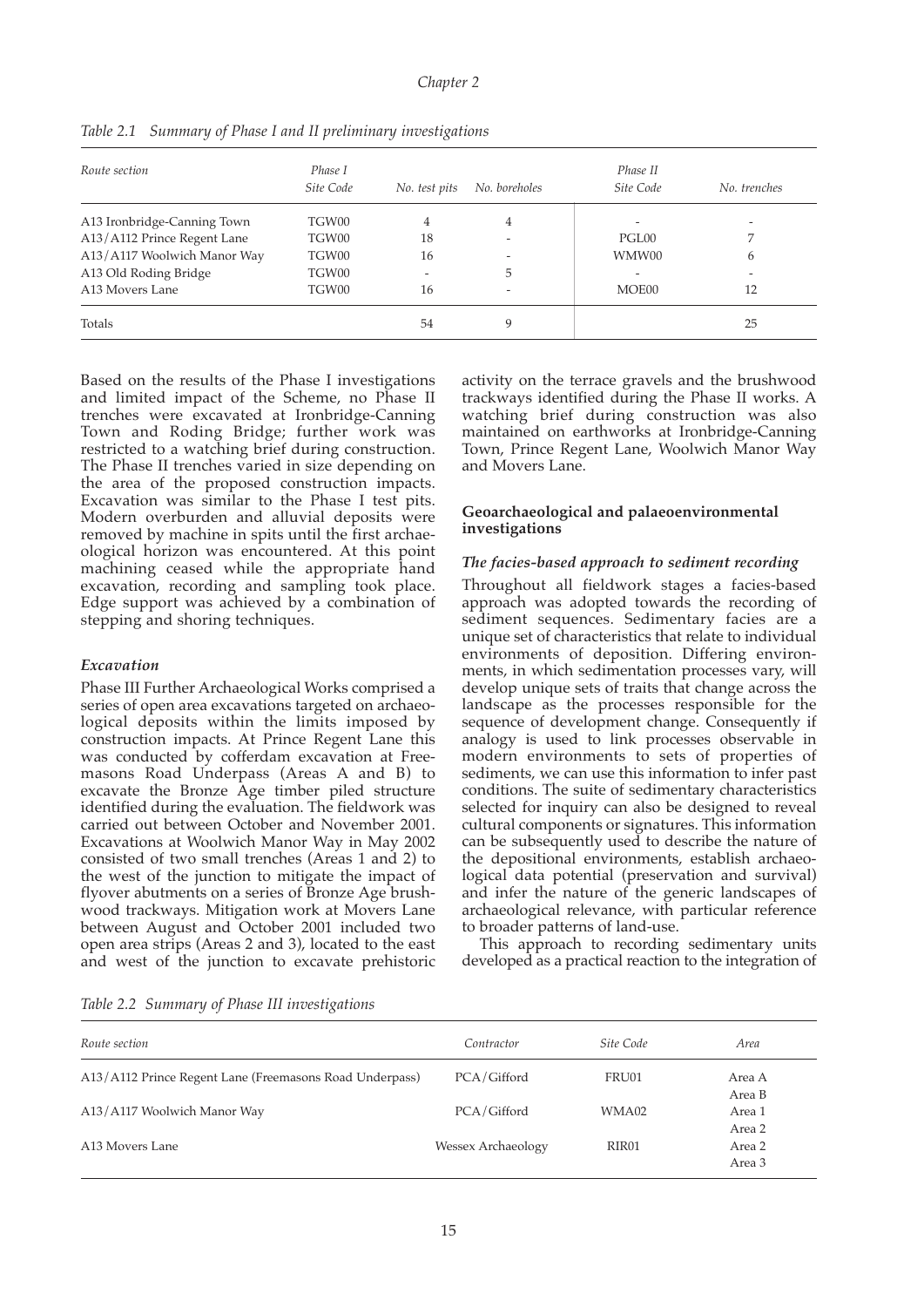*Table 2.1 Summary of Phase I and II preliminary investigations*

| *Route section* | *Phase I Site Code* | *No. test pits* | *No. boreholes* | *Phase II Site Code* | *No. trenches* |
|---|---|---|---|---|---|
| A13 Ironbridge-Canning Town | TGW00 | 4 | 4 | - | - |
| A13/A112 Prince Regent Lane | TGW00 | 18 | - | PGL00 | 7 |
| A13/A117 Woolwich Manor Way | TGW00 | 16 | - | WMW00 | 6 |
| A13 Old Roding Bridge | TGW00 | - | 5 | - | - |
| A13 Movers Lane | TGW00 | 16 | - | MOE00 | 12 |
| Totals | | 54 | 9 | | 25 |

Based on the results of the Phase I investigations and limited impact of the Scheme, no Phase II trenches were excavated at Ironbridge-Canning Town and Roding Bridge; further work was restricted to a watching brief during construction. The Phase II trenches varied in size depending on the area of the proposed construction impacts. Excavation was similar to the Phase I test pits. Modern overburden and alluvial deposits were removed by machine in spits until the first archaeological horizon was encountered. At this point machining ceased while the appropriate hand excavation, recording and sampling took place. Edge support was achieved by a combination of stepping and shoring techniques.

### *Excavation*

Phase III Further Archaeological Works comprised a series of open area excavations targeted on archaeological deposits within the limits imposed by construction impacts. At Prince Regent Lane this was conducted by cofferdam excavation at Freemasons Road Underpass (Areas A and B) to excavate the Bronze Age timber piled structure identified during the evaluation. The fieldwork was carried out between October and November 2001. Excavations at Woolwich Manor Way in May 2002 consisted of two small trenches (Areas 1 and 2) to the west of the junction to mitigate the impact of flyover abutments on a series of Bronze Age brushwood trackways. Mitigation work at Movers Lane between August and October 2001 included two open area strips (Areas 2 and 3), located to the east and west of the junction to excavate prehistoric activity on the terrace gravels and the brushwood trackways identified during the Phase II works. A watching brief during construction was also maintained on earthworks at Ironbridge-Canning Town, Prince Regent Lane, Woolwich Manor Way and Movers Lane.

### **Geoarchaeological and palaeoenvironmental investigations**

#### *The facies-based approach to sediment recording*

Throughout all fieldwork stages a facies-based approach was adopted towards the recording of sediment sequences. Sedimentary facies are a unique set of characteristics that relate to individual environments of deposition. Differing environments, in which sedimentation processes vary, will develop unique sets of traits that change across the landscape as the processes responsible for the sequence of development change. Consequently if analogy is used to link processes observable in modern environments to sets of properties of sediments, we can use this information to infer past conditions. The suite of sedimentary characteristics selected for inquiry can also be designed to reveal cultural components or signatures. This information can be subsequently used to describe the nature of the depositional environments, establish archaeological data potential (preservation and survival) and infer the nature of the generic landscapes of archaeological relevance, with particular reference to broader patterns of land-use.

This approach to recording sedimentary units developed as a practical reaction to the integration of

*Table 2.2 Summary of Phase III investigations*

| *Route section* | *Contractor* | *Site Code* | *Area* |
|---|---|---|---|
| A13/A112 Prince Regent Lane (Freemasons Road Underpass) | PCA/Gifford | FRU01 | Area A<br>Area B |
| A13/A117 Woolwich Manor Way | PCA/Gifford | WMA02 | Area 1<br>Area 2 |
| A13 Movers Lane | Wessex Archaeology | RIR01 | Area 2<br>Area 3 |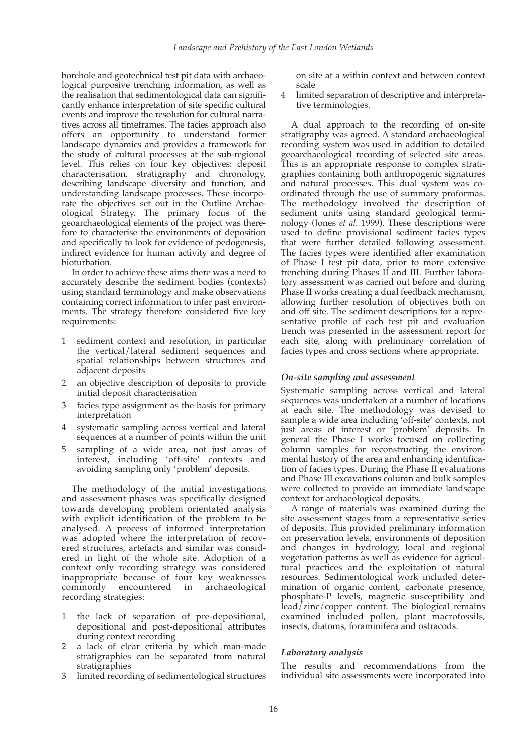borehole and geotechnical test pit data with archaeological purposive trenching information, as well as the realisation that sedimentological data can significantly enhance interpretation of site specific cultural events and improve the resolution for cultural narratives across all timeframes. The facies approach also offers an opportunity to understand former landscape dynamics and provides a framework for the study of cultural processes at the sub-regional level. This relies on four key objectives: deposit characterisation, stratigraphy and chronology, describing landscape diversity and function, and understanding landscape processes. These incorporate the objectives set out in the Outline Archaeological Strategy. The primary focus of the geoarchaeological elements of the project was therefore to characterise the environments of deposition and specifically to look for evidence of pedogenesis, indirect evidence for human activity and degree of bioturbation.

In order to achieve these aims there was a need to accurately describe the sediment bodies (contexts) using standard terminology and make observations containing correct information to infer past environments. The strategy therefore considered five key requirements:

1. sediment context and resolution, in particular the vertical/lateral sediment sequences and spatial relationships between structures and adjacent deposits
2. an objective description of deposits to provide initial deposit characterisation
3. facies type assignment as the basis for primary interpretation
4. systematic sampling across vertical and lateral sequences at a number of points within the unit
5. sampling of a wide area, not just areas of interest, including 'off-site' contexts and avoiding sampling only 'problem' deposits.

The methodology of the initial investigations and assessment phases was specifically designed towards developing problem orientated analysis with explicit identification of the problem to be analysed. A process of informed interpretation was adopted where the interpretation of recovered structures, artefacts and similar was considered in light of the whole site. Adoption of a context only recording strategy was considered inappropriate because of four key weaknesses commonly encountered in archaeological recording strategies:

1. the lack of separation of pre-depositional, depositional and post-depositional attributes during context recording
2. a lack of clear criteria by which man-made stratigraphies can be separated from natural stratigraphies
3. limited recording of sedimentological structures on site at a within context and between context scale
4. limited separation of descriptive and interpretative terminologies.

A dual approach to the recording of on-site stratigraphy was agreed. A standard archaeological recording system was used in addition to detailed geoarchaeological recording of selected site areas. This is an appropriate response to complex stratigraphies containing both anthropogenic signatures and natural processes. This dual system was co-ordinated through the use of summary proformas. The methodology involved the description of sediment units using standard geological terminology (Jones *et al.* 1999). These descriptions were used to define provisional sediment facies types that were further detailed following assessment. The facies types were identified after examination of Phase I test pit data, prior to more extensive trenching during Phases II and III. Further laboratory assessment was carried out before and during Phase II works creating a dual feedback mechanism, allowing further resolution of objectives both on and off site. The sediment descriptions for a representative profile of each test pit and evaluation trench was presented in the assessment report for each site, along with preliminary correlation of facies types and cross sections where appropriate.

### *On-site sampling and assessment*

Systematic sampling across vertical and lateral sequences was undertaken at a number of locations at each site. The methodology was devised to sample a wide area including 'off-site' contexts, not just areas of interest or 'problem' deposits. In general the Phase I works focused on collecting column samples for reconstructing the environmental history of the area and enhancing identification of facies types. During the Phase II evaluations and Phase III excavations column and bulk samples were collected to provide an immediate landscape context for archaeological deposits.

A range of materials was examined during the site assessment stages from a representative series of deposits. This provided preliminary information on preservation levels, environments of deposition and changes in hydrology, local and regional vegetation patterns as well as evidence for agricultural practices and the exploitation of natural resources. Sedimentological work included determination of organic content, carbonate presence, phosphate-P levels, magnetic susceptibility and lead/zinc/copper content. The biological remains examined included pollen, plant macrofossils, insects, diatoms, foraminifera and ostracods.

### *Laboratory analysis*

The results and recommendations from the individual site assessments were incorporated into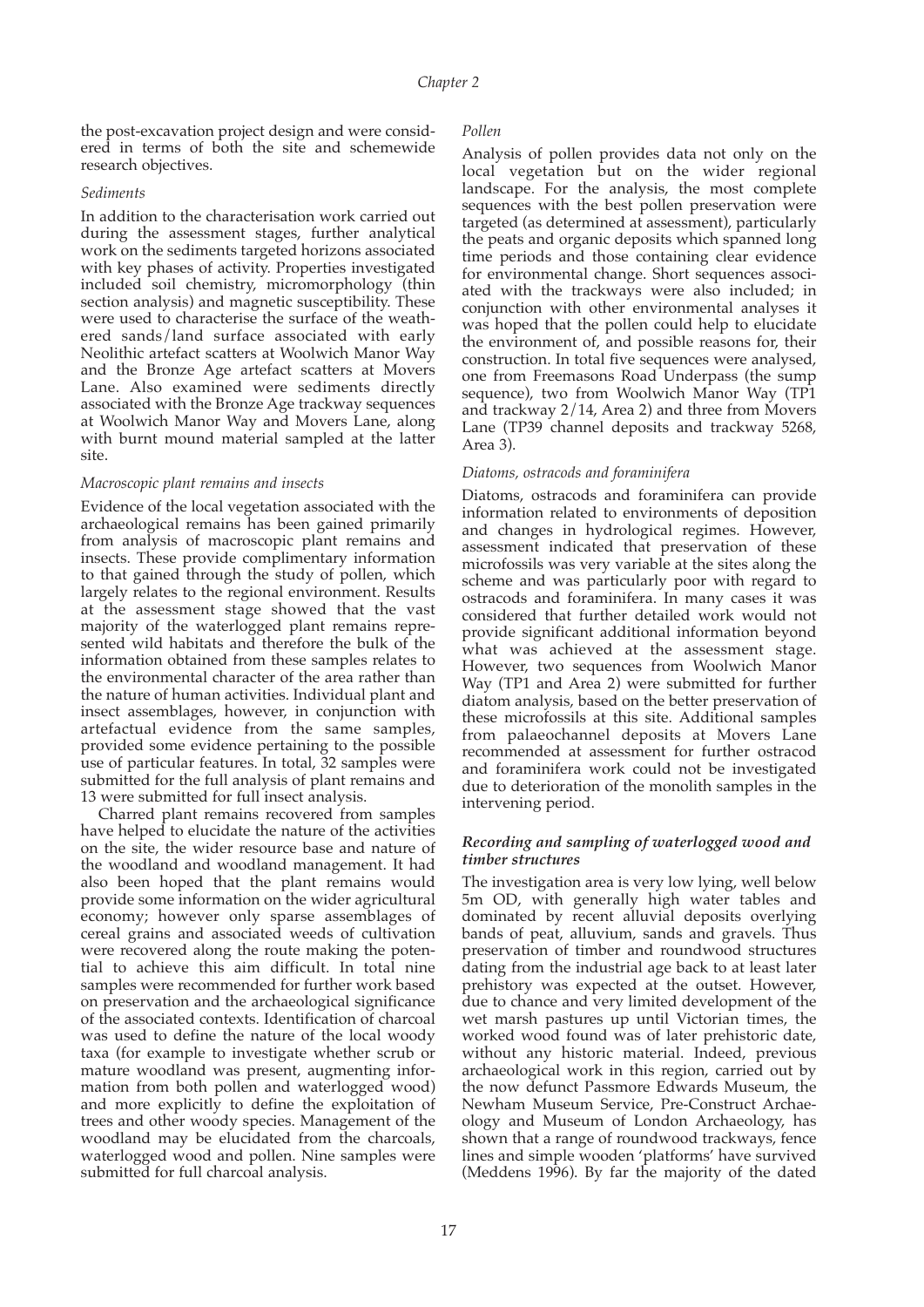the post-excavation project design and were considered in terms of both the site and schemewide research objectives.

*Sediments*

In addition to the characterisation work carried out during the assessment stages, further analytical work on the sediments targeted horizons associated with key phases of activity. Properties investigated included soil chemistry, micromorphology (thin section analysis) and magnetic susceptibility. These were used to characterise the surface of the weathered sands/land surface associated with early Neolithic artefact scatters at Woolwich Manor Way and the Bronze Age artefact scatters at Movers Lane. Also examined were sediments directly associated with the Bronze Age trackway sequences at Woolwich Manor Way and Movers Lane, along with burnt mound material sampled at the latter site.

*Macroscopic plant remains and insects*

Evidence of the local vegetation associated with the archaeological remains has been gained primarily from analysis of macroscopic plant remains and insects. These provide complimentary information to that gained through the study of pollen, which largely relates to the regional environment. Results at the assessment stage showed that the vast majority of the waterlogged plant remains represented wild habitats and therefore the bulk of the information obtained from these samples relates to the environmental character of the area rather than the nature of human activities. Individual plant and insect assemblages, however, in conjunction with artefactual evidence from the same samples, provided some evidence pertaining to the possible use of particular features. In total, 32 samples were submitted for the full analysis of plant remains and 13 were submitted for full insect analysis.

Charred plant remains recovered from samples have helped to elucidate the nature of the activities on the site, the wider resource base and nature of the woodland and woodland management. It had also been hoped that the plant remains would provide some information on the wider agricultural economy; however only sparse assemblages of cereal grains and associated weeds of cultivation were recovered along the route making the potential to achieve this aim difficult. In total nine samples were recommended for further work based on preservation and the archaeological significance of the associated contexts. Identification of charcoal was used to define the nature of the local woody taxa (for example to investigate whether scrub or mature woodland was present, augmenting information from both pollen and waterlogged wood) and more explicitly to define the exploitation of trees and other woody species. Management of the woodland may be elucidated from the charcoals, waterlogged wood and pollen. Nine samples were submitted for full charcoal analysis.

*Pollen*

Analysis of pollen provides data not only on the local vegetation but on the wider regional landscape. For the analysis, the most complete sequences with the best pollen preservation were targeted (as determined at assessment), particularly the peats and organic deposits which spanned long time periods and those containing clear evidence for environmental change. Short sequences associated with the trackways were also included; in conjunction with other environmental analyses it was hoped that the pollen could help to elucidate the environment of, and possible reasons for, their construction. In total five sequences were analysed, one from Freemasons Road Underpass (the sump sequence), two from Woolwich Manor Way (TP1 and trackway 2/14, Area 2) and three from Movers Lane (TP39 channel deposits and trackway 5268, Area 3).

*Diatoms, ostracods and foraminifera*

Diatoms, ostracods and foraminifera can provide information related to environments of deposition and changes in hydrological regimes. However, assessment indicated that preservation of these microfossils was very variable at the sites along the scheme and was particularly poor with regard to ostracods and foraminifera. In many cases it was considered that further detailed work would not provide significant additional information beyond what was achieved at the assessment stage. However, two sequences from Woolwich Manor Way (TP1 and Area 2) were submitted for further diatom analysis, based on the better preservation of these microfossils at this site. Additional samples from palaeochannel deposits at Movers Lane recommended at assessment for further ostracod and foraminifera work could not be investigated due to deterioration of the monolith samples in the intervening period.

### *Recording and sampling of waterlogged wood and timber structures*

The investigation area is very low lying, well below 5m OD, with generally high water tables and dominated by recent alluvial deposits overlying bands of peat, alluvium, sands and gravels. Thus preservation of timber and roundwood structures dating from the industrial age back to at least later prehistory was expected at the outset. However, due to chance and very limited development of the wet marsh pastures up until Victorian times, the worked wood found was of later prehistoric date, without any historic material. Indeed, previous archaeological work in this region, carried out by the now defunct Passmore Edwards Museum, the Newham Museum Service, Pre-Construct Archaeology and Museum of London Archaeology, has shown that a range of roundwood trackways, fence lines and simple wooden 'platforms' have survived (Meddens 1996). By far the majority of the dated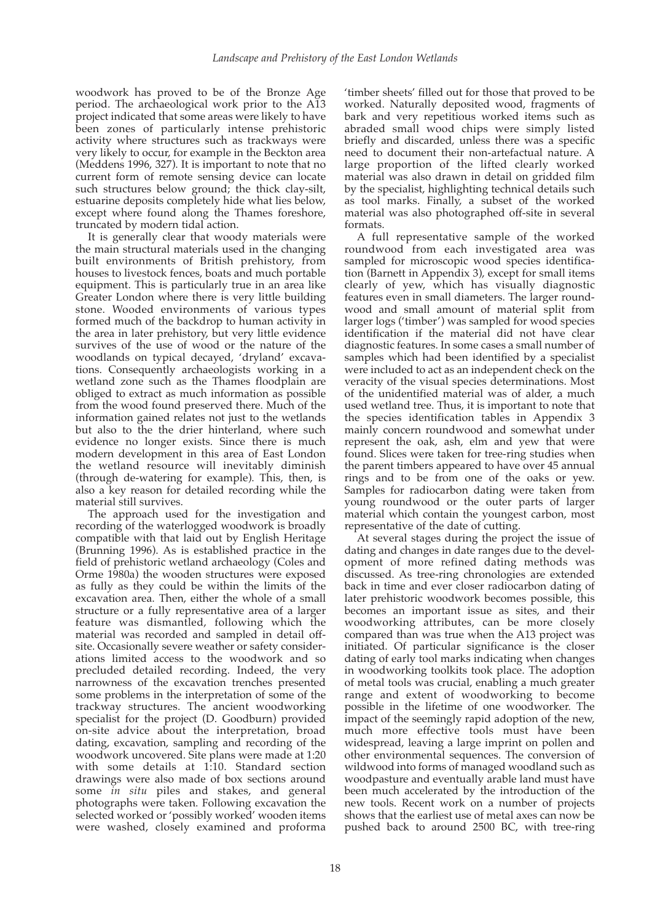woodwork has proved to be of the Bronze Age period. The archaeological work prior to the A13 project indicated that some areas were likely to have been zones of particularly intense prehistoric activity where structures such as trackways were very likely to occur, for example in the Beckton area (Meddens 1996, 327). It is important to note that no current form of remote sensing device can locate such structures below ground; the thick clay-silt, estuarine deposits completely hide what lies below, except where found along the Thames foreshore, truncated by modern tidal action.

It is generally clear that woody materials were the main structural materials used in the changing built environments of British prehistory, from houses to livestock fences, boats and much portable equipment. This is particularly true in an area like Greater London where there is very little building stone. Wooded environments of various types formed much of the backdrop to human activity in the area in later prehistory, but very little evidence survives of the use of wood or the nature of the woodlands on typical decayed, 'dryland' excavations. Consequently archaeologists working in a wetland zone such as the Thames floodplain are obliged to extract as much information as possible from the wood found preserved there. Much of the information gained relates not just to the wetlands but also to the the drier hinterland, where such evidence no longer exists. Since there is much modern development in this area of East London the wetland resource will inevitably diminish (through de-watering for example). This, then, is also a key reason for detailed recording while the material still survives.

The approach used for the investigation and recording of the waterlogged woodwork is broadly compatible with that laid out by English Heritage (Brunning 1996). As is established practice in the field of prehistoric wetland archaeology (Coles and Orme 1980a) the wooden structures were exposed as fully as they could be within the limits of the excavation area. Then, either the whole of a small structure or a fully representative area of a larger feature was dismantled, following which the material was recorded and sampled in detail off-site. Occasionally severe weather or safety considerations limited access to the woodwork and so precluded detailed recording. Indeed, the very narrowness of the excavation trenches presented some problems in the interpretation of some of the trackway structures. The ancient woodworking specialist for the project (D. Goodburn) provided on-site advice about the interpretation, broad dating, excavation, sampling and recording of the woodwork uncovered. Site plans were made at 1:20 with some details at 1:10. Standard section drawings were also made of box sections around some *in situ* piles and stakes, and general photographs were taken. Following excavation the selected worked or 'possibly worked' wooden items were washed, closely examined and proforma 'timber sheets' filled out for those that proved to be worked. Naturally deposited wood, fragments of bark and very repetitious worked items such as abraded small wood chips were simply listed briefly and discarded, unless there was a specific need to document their non-artefactual nature. A large proportion of the lifted clearly worked material was also drawn in detail on gridded film by the specialist, highlighting technical details such as tool marks. Finally, a subset of the worked material was also photographed off-site in several formats.

A full representative sample of the worked roundwood from each investigated area was sampled for microscopic wood species identification (Barnett in Appendix 3), except for small items clearly of yew, which has visually diagnostic features even in small diameters. The larger roundwood and small amount of material split from larger logs ('timber') was sampled for wood species identification if the material did not have clear diagnostic features. In some cases a small number of samples which had been identified by a specialist were included to act as an independent check on the veracity of the visual species determinations. Most of the unidentified material was of alder, a much used wetland tree. Thus, it is important to note that the species identification tables in Appendix 3 mainly concern roundwood and somewhat under represent the oak, ash, elm and yew that were found. Slices were taken for tree-ring studies when the parent timbers appeared to have over 45 annual rings and to be from one of the oaks or yew. Samples for radiocarbon dating were taken from young roundwood or the outer parts of larger material which contain the youngest carbon, most representative of the date of cutting.

At several stages during the project the issue of dating and changes in date ranges due to the development of more refined dating methods was discussed. As tree-ring chronologies are extended back in time and ever closer radiocarbon dating of later prehistoric woodwork becomes possible, this becomes an important issue as sites, and their woodworking attributes, can be more closely compared than was true when the A13 project was initiated. Of particular significance is the closer dating of early tool marks indicating when changes in woodworking toolkits took place. The adoption of metal tools was crucial, enabling a much greater range and extent of woodworking to become possible in the lifetime of one woodworker. The impact of the seemingly rapid adoption of the new, much more effective tools must have been widespread, leaving a large imprint on pollen and other environmental sequences. The conversion of wildwood into forms of managed woodland such as woodpasture and eventually arable land must have been much accelerated by the introduction of the new tools. Recent work on a number of projects shows that the earliest use of metal axes can now be pushed back to around 2500 BC, with tree-ring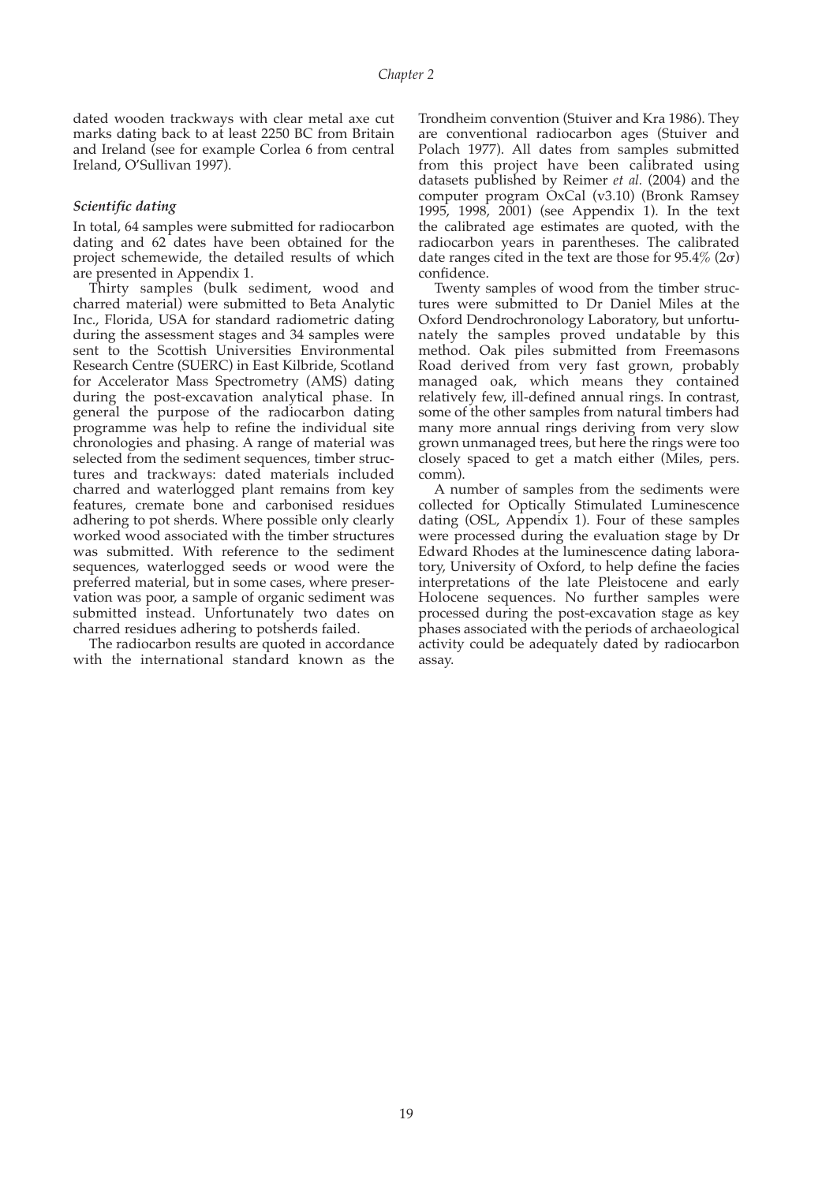dated wooden trackways with clear metal axe cut marks dating back to at least 2250 BC from Britain and Ireland (see for example Corlea 6 from central Ireland, O'Sullivan 1997).

### *Scientific dating*

In total, 64 samples were submitted for radiocarbon dating and 62 dates have been obtained for the project schemewide, the detailed results of which are presented in Appendix 1.

Thirty samples (bulk sediment, wood and charred material) were submitted to Beta Analytic Inc., Florida, USA for standard radiometric dating during the assessment stages and 34 samples were sent to the Scottish Universities Environmental Research Centre (SUERC) in East Kilbride, Scotland for Accelerator Mass Spectrometry (AMS) dating during the post-excavation analytical phase. In general the purpose of the radiocarbon dating programme was help to refine the individual site chronologies and phasing. A range of material was selected from the sediment sequences, timber structures and trackways: dated materials included charred and waterlogged plant remains from key features, cremate bone and carbonised residues adhering to pot sherds. Where possible only clearly worked wood associated with the timber structures was submitted. With reference to the sediment sequences, waterlogged seeds or wood were the preferred material, but in some cases, where preservation was poor, a sample of organic sediment was submitted instead. Unfortunately two dates on charred residues adhering to potsherds failed.

The radiocarbon results are quoted in accordance with the international standard known as the Trondheim convention (Stuiver and Kra 1986). They are conventional radiocarbon ages (Stuiver and Polach 1977). All dates from samples submitted from this project have been calibrated using datasets published by Reimer *et al.* (2004) and the computer program OxCal (v3.10) (Bronk Ramsey 1995, 1998, 2001) (see Appendix 1). In the text the calibrated age estimates are quoted, with the radiocarbon years in parentheses. The calibrated date ranges cited in the text are those for 95.4% ($2\sigma$) confidence.

Twenty samples of wood from the timber structures were submitted to Dr Daniel Miles at the Oxford Dendrochronology Laboratory, but unfortunately the samples proved undatable by this method. Oak piles submitted from Freemasons Road derived from very fast grown, probably managed oak, which means they contained relatively few, ill-defined annual rings. In contrast, some of the other samples from natural timbers had many more annual rings deriving from very slow grown unmanaged trees, but here the rings were too closely spaced to get a match either (Miles, pers. comm).

A number of samples from the sediments were collected for Optically Stimulated Luminescence dating (OSL, Appendix 1). Four of these samples were processed during the evaluation stage by Dr Edward Rhodes at the luminescence dating laboratory, University of Oxford, to help define the facies interpretations of the late Pleistocene and early Holocene sequences. No further samples were processed during the post-excavation stage as key phases associated with the periods of archaeological activity could be adequately dated by radiocarbon assay.